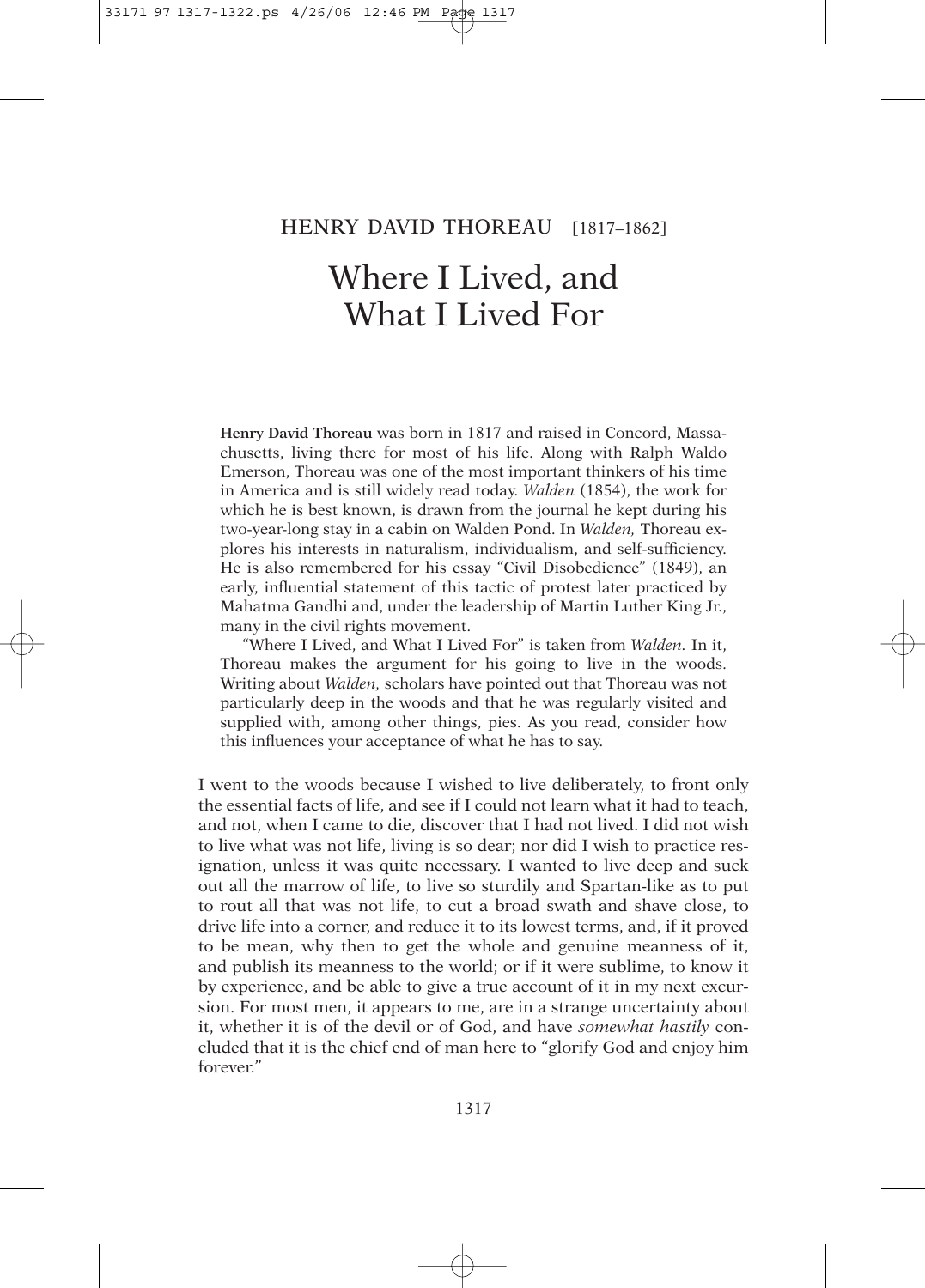HENRY DAVID THOREAU [1817–1862]

# Where I Lived, and What I Lived For

**Henry David Thoreau** was born in 1817 and raised in Concord, Massachusetts, living there for most of his life. Along with Ralph Waldo Emerson, Thoreau was one of the most important thinkers of his time in America and is still widely read today. *Walden* (1854), the work for which he is best known, is drawn from the journal he kept during his two-year-long stay in a cabin on Walden Pond. In *Walden,* Thoreau explores his interests in naturalism, individualism, and self-sufficiency. He is also remembered for his essay "Civil Disobedience" (1849), an early, influential statement of this tactic of protest later practiced by Mahatma Gandhi and, under the leadership of Martin Luther King Jr., many in the civil rights movement.

"Where I Lived, and What I Lived For" is taken from *Walden.* In it, Thoreau makes the argument for his going to live in the woods. Writing about *Walden,* scholars have pointed out that Thoreau was not particularly deep in the woods and that he was regularly visited and supplied with, among other things, pies. As you read, consider how this influences your acceptance of what he has to say.

I went to the woods because I wished to live deliberately, to front only the essential facts of life, and see if I could not learn what it had to teach, and not, when I came to die, discover that I had not lived. I did not wish to live what was not life, living is so dear; nor did I wish to practice resignation, unless it was quite necessary. I wanted to live deep and suck out all the marrow of life, to live so sturdily and Spartan-like as to put to rout all that was not life, to cut a broad swath and shave close, to drive life into a corner, and reduce it to its lowest terms, and, if it proved to be mean, why then to get the whole and genuine meanness of it, and publish its meanness to the world; or if it were sublime, to know it by experience, and be able to give a true account of it in my next excursion. For most men, it appears to me, are in a strange uncertainty about it, whether it is of the devil or of God, and have *somewhat hastily* concluded that it is the chief end of man here to "glorify God and enjoy him forever."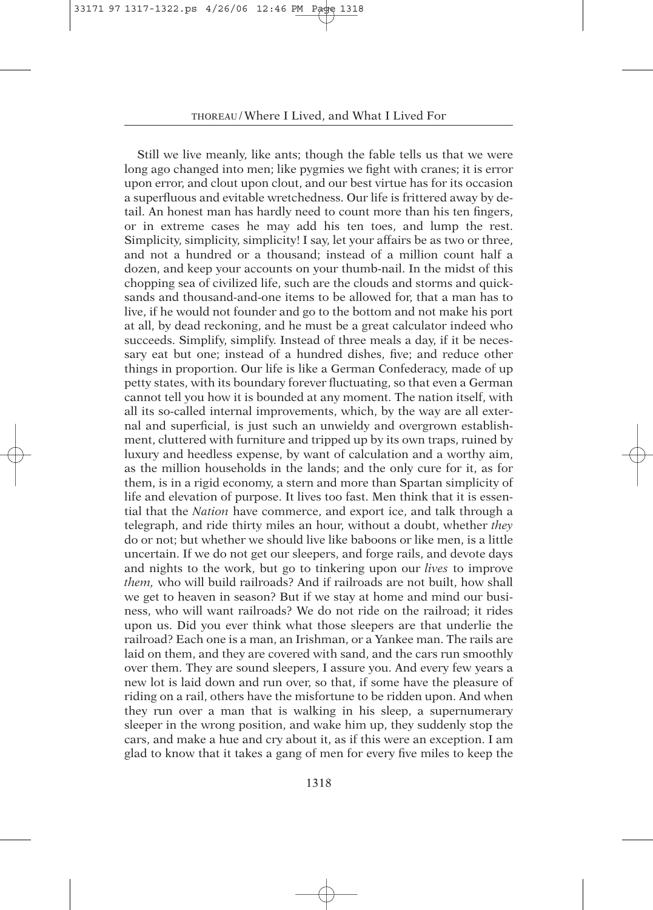Still we live meanly, like ants; though the fable tells us that we were long ago changed into men; like pygmies we fight with cranes; it is error upon error, and clout upon clout, and our best virtue has for its occasion a superfluous and evitable wretchedness. Our life is frittered away by detail. An honest man has hardly need to count more than his ten fingers, or in extreme cases he may add his ten toes, and lump the rest. Simplicity, simplicity, simplicity! I say, let your affairs be as two or three, and not a hundred or a thousand; instead of a million count half a dozen, and keep your accounts on your thumb-nail. In the midst of this chopping sea of civilized life, such are the clouds and storms and quicksands and thousand-and-one items to be allowed for, that a man has to live, if he would not founder and go to the bottom and not make his port at all, by dead reckoning, and he must be a great calculator indeed who succeeds. Simplify, simplify. Instead of three meals a day, if it be necessary eat but one; instead of a hundred dishes, five; and reduce other things in proportion. Our life is like a German Confederacy, made of up petty states, with its boundary forever fluctuating, so that even a German cannot tell you how it is bounded at any moment. The nation itself, with all its so-called internal improvements, which, by the way are all external and superficial, is just such an unwieldy and overgrown establishment, cluttered with furniture and tripped up by its own traps, ruined by luxury and heedless expense, by want of calculation and a worthy aim, as the million households in the lands; and the only cure for it, as for them, is in a rigid economy, a stern and more than Spartan simplicity of life and elevation of purpose. It lives too fast. Men think that it is essential that the *Nation* have commerce, and export ice, and talk through a telegraph, and ride thirty miles an hour, without a doubt, whether *they* do or not; but whether we should live like baboons or like men, is a little uncertain. If we do not get our sleepers, and forge rails, and devote days and nights to the work, but go to tinkering upon our *lives* to improve *them,* who will build railroads? And if railroads are not built, how shall we get to heaven in season? But if we stay at home and mind our business, who will want railroads? We do not ride on the railroad; it rides upon us. Did you ever think what those sleepers are that underlie the railroad? Each one is a man, an Irishman, or a Yankee man. The rails are laid on them, and they are covered with sand, and the cars run smoothly over them. They are sound sleepers, I assure you. And every few years a new lot is laid down and run over, so that, if some have the pleasure of riding on a rail, others have the misfortune to be ridden upon. And when they run over a man that is walking in his sleep, a supernumerary sleeper in the wrong position, and wake him up, they suddenly stop the cars, and make a hue and cry about it, as if this were an exception. I am glad to know that it takes a gang of men for every five miles to keep the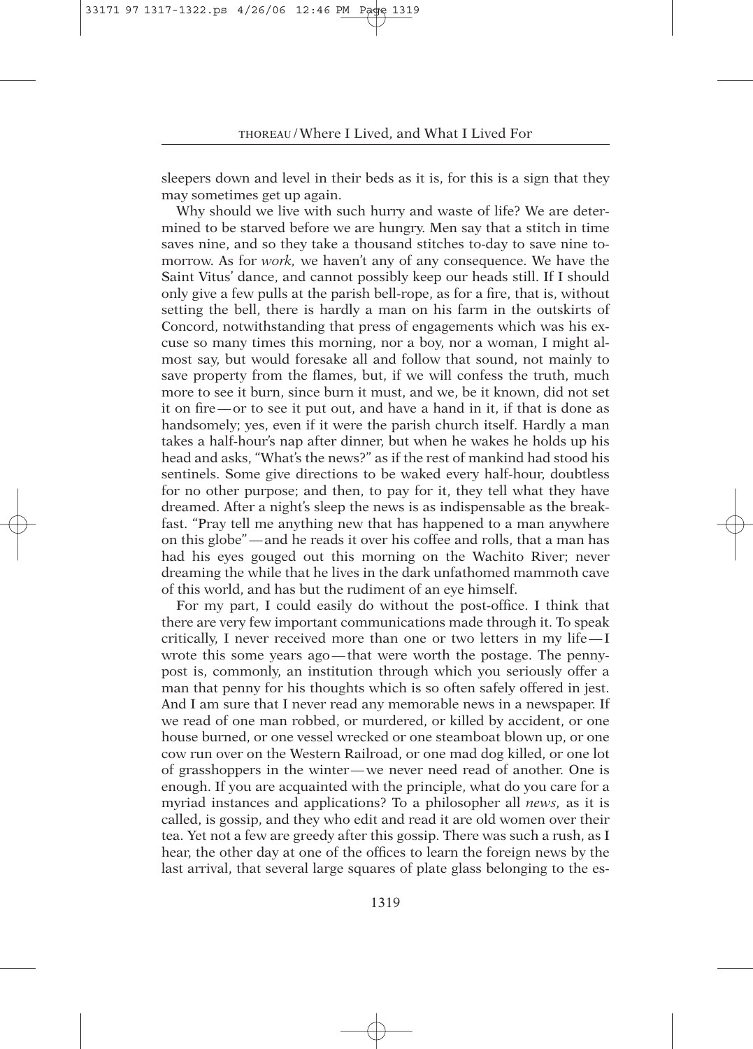sleepers down and level in their beds as it is, for this is a sign that they may sometimes get up again.

Why should we live with such hurry and waste of life? We are determined to be starved before we are hungry. Men say that a stitch in time saves nine, and so they take a thousand stitches to-day to save nine to-morrow. As for *work,* we haven't any of any consequence. We have the Saint Vitus' dance, and cannot possibly keep our heads still. If I should only give a few pulls at the parish bell-rope, as for a fire, that is, without setting the bell, there is hardly a man on his farm in the outskirts of Concord, notwithstanding that press of engagements which was his excuse so many times this morning, nor a boy, nor a woman, I might almost say, but would foresake all and follow that sound, not mainly to save property from the flames, but, if we will confess the truth, much more to see it burn, since burn it must, and we, be it known, did not set it on fire—or to see it put out, and have a hand in it, if that is done as handsomely; yes, even if it were the parish church itself. Hardly a man takes a half-hour's nap after dinner, but when he wakes he holds up his head and asks, "What's the news?" as if the rest of mankind had stood his sentinels. Some give directions to be waked every half-hour, doubtless for no other purpose; and then, to pay for it, they tell what they have dreamed. After a night's sleep the news is as indispensable as the breakfast. "Pray tell me anything new that has happened to a man anywhere on this globe"—and he reads it over his coffee and rolls, that a man has had his eyes gouged out this morning on the Wachito River; never dreaming the while that he lives in the dark unfathomed mammoth cave of this world, and has but the rudiment of an eye himself.

For my part, I could easily do without the post-office. I think that there are very few important communications made through it. To speak critically, I never received more than one or two letters in my life—I wrote this some years ago—that were worth the postage. The penny-post is, commonly, an institution through which you seriously offer a man that penny for his thoughts which is so often safely offered in jest. And I am sure that I never read any memorable news in a newspaper. If we read of one man robbed, or murdered, or killed by accident, or one house burned, or one vessel wrecked or one steamboat blown up, or one cow run over on the Western Railroad, or one mad dog killed, or one lot of grasshoppers in the winter—we never need read of another. One is enough. If you are acquainted with the principle, what do you care for a myriad instances and applications? To a philosopher all *news,* as it is called, is gossip, and they who edit and read it are old women over their tea. Yet not a few are greedy after this gossip. There was such a rush, as I hear, the other day at one of the offices to learn the foreign news by the last arrival, that several large squares of plate glass belonging to the es-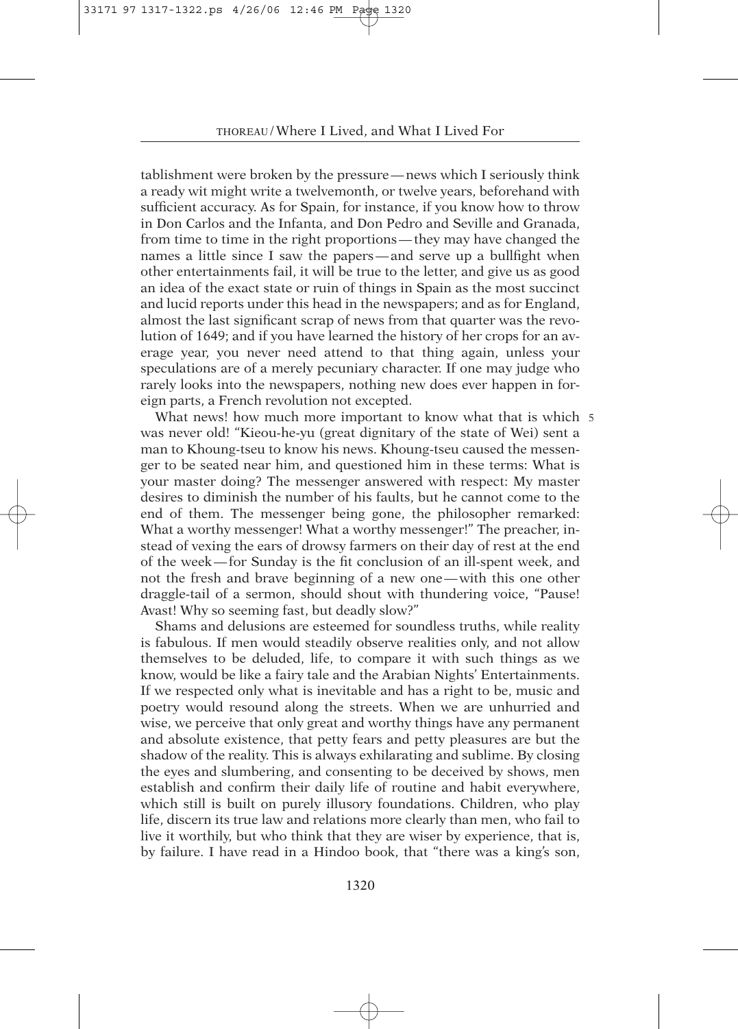tablishment were broken by the pressure — news which I seriously think a ready wit might write a twelvemonth, or twelve years, beforehand with sufficient accuracy. As for Spain, for instance, if you know how to throw in Don Carlos and the Infanta, and Don Pedro and Seville and Granada, from time to time in the right proportions — they may have changed the names a little since I saw the papers — and serve up a bullfight when other entertainments fail, it will be true to the letter, and give us as good an idea of the exact state or ruin of things in Spain as the most succinct and lucid reports under this head in the newspapers; and as for England, almost the last significant scrap of news from that quarter was the revolution of 1649; and if you have learned the history of her crops for an average year, you never need attend to that thing again, unless your speculations are of a merely pecuniary character. If one may judge who rarely looks into the newspapers, nothing new does ever happen in foreign parts, a French revolution not excepted.

5 What news! how much more important to know what that is which was never old! "Kieou-he-yu (great dignitary of the state of Wei) sent a man to Khoung-tseu to know his news. Khoung-tseu caused the messenger to be seated near him, and questioned him in these terms: What is your master doing? The messenger answered with respect: My master desires to diminish the number of his faults, but he cannot come to the end of them. The messenger being gone, the philosopher remarked: What a worthy messenger! What a worthy messenger!" The preacher, instead of vexing the ears of drowsy farmers on their day of rest at the end of the week — for Sunday is the fit conclusion of an ill-spent week, and not the fresh and brave beginning of a new one — with this one other draggle-tail of a sermon, should shout with thundering voice, "Pause! Avast! Why so seeming fast, but deadly slow?"

Shams and delusions are esteemed for soundless truths, while reality is fabulous. If men would steadily observe realities only, and not allow themselves to be deluded, life, to compare it with such things as we know, would be like a fairy tale and the Arabian Nights' Entertainments. If we respected only what is inevitable and has a right to be, music and poetry would resound along the streets. When we are unhurried and wise, we perceive that only great and worthy things have any permanent and absolute existence, that petty fears and petty pleasures are but the shadow of the reality. This is always exhilarating and sublime. By closing the eyes and slumbering, and consenting to be deceived by shows, men establish and confirm their daily life of routine and habit everywhere, which still is built on purely illusory foundations. Children, who play life, discern its true law and relations more clearly than men, who fail to live it worthily, but who think that they are wiser by experience, that is, by failure. I have read in a Hindoo book, that "there was a king's son,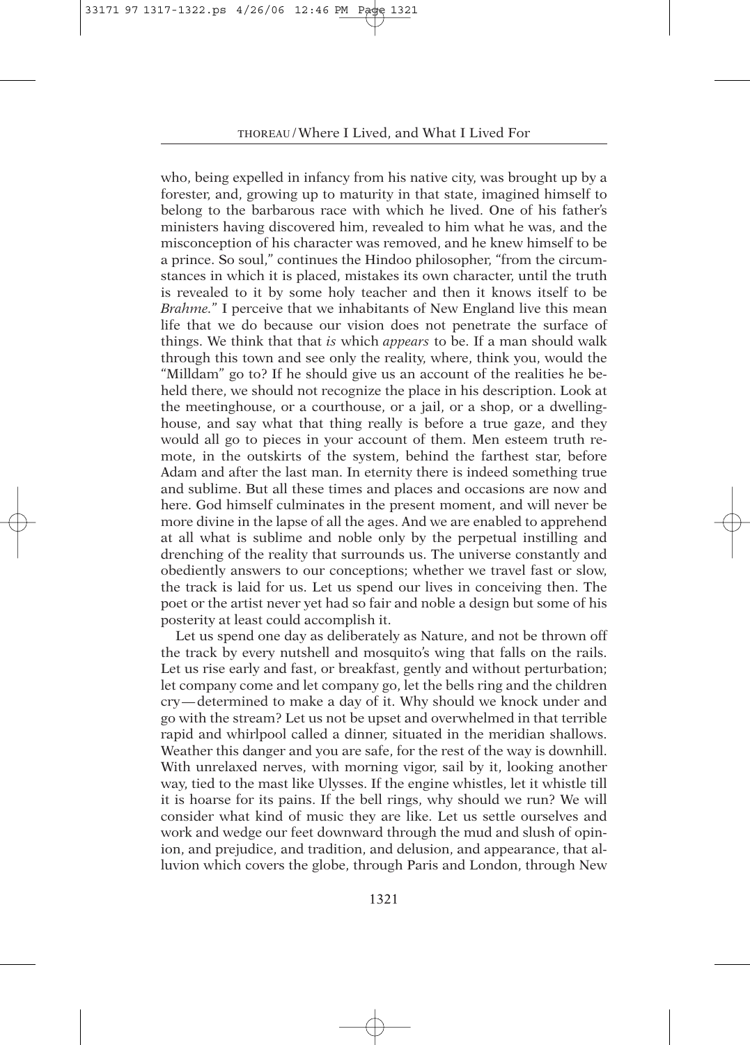who, being expelled in infancy from his native city, was brought up by a forester, and, growing up to maturity in that state, imagined himself to belong to the barbarous race with which he lived. One of his father's ministers having discovered him, revealed to him what he was, and the misconception of his character was removed, and he knew himself to be a prince. So soul," continues the Hindoo philosopher, "from the circumstances in which it is placed, mistakes its own character, until the truth is revealed to it by some holy teacher and then it knows itself to be *Brahme*." I perceive that we inhabitants of New England live this mean life that we do because our vision does not penetrate the surface of things. We think that that *is* which *appears* to be. If a man should walk through this town and see only the reality, where, think you, would the "Milldam" go to? If he should give us an account of the realities he beheld there, we should not recognize the place in his description. Look at the meetinghouse, or a courthouse, or a jail, or a shop, or a dwelling-house, and say what that thing really is before a true gaze, and they would all go to pieces in your account of them. Men esteem truth remote, in the outskirts of the system, behind the farthest star, before Adam and after the last man. In eternity there is indeed something true and sublime. But all these times and places and occasions are now and here. God himself culminates in the present moment, and will never be more divine in the lapse of all the ages. And we are enabled to apprehend at all what is sublime and noble only by the perpetual instilling and drenching of the reality that surrounds us. The universe constantly and obediently answers to our conceptions; whether we travel fast or slow, the track is laid for us. Let us spend our lives in conceiving then. The poet or the artist never yet had so fair and noble a design but some of his posterity at least could accomplish it.

Let us spend one day as deliberately as Nature, and not be thrown off the track by every nutshell and mosquito's wing that falls on the rails. Let us rise early and fast, or breakfast, gently and without perturbation; let company come and let company go, let the bells ring and the children cry—determined to make a day of it. Why should we knock under and go with the stream? Let us not be upset and overwhelmed in that terrible rapid and whirlpool called a dinner, situated in the meridian shallows. Weather this danger and you are safe, for the rest of the way is downhill. With unrelaxed nerves, with morning vigor, sail by it, looking another way, tied to the mast like Ulysses. If the engine whistles, let it whistle till it is hoarse for its pains. If the bell rings, why should we run? We will consider what kind of music they are like. Let us settle ourselves and work and wedge our feet downward through the mud and slush of opinion, and prejudice, and tradition, and delusion, and appearance, that alluvion which covers the globe, through Paris and London, through New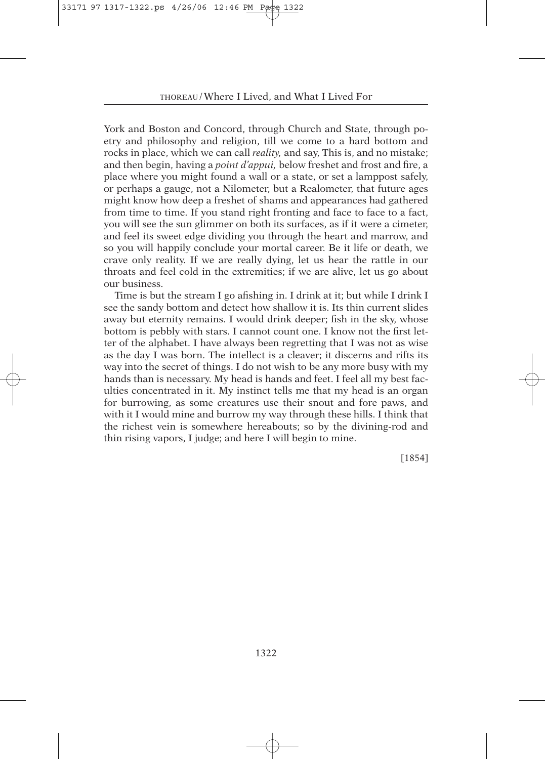York and Boston and Concord, through Church and State, through poetry and philosophy and religion, till we come to a hard bottom and rocks in place, which we can call *reality,* and say, This is, and no mistake; and then begin, having a *point d'appui,* below freshet and frost and fire, a place where you might found a wall or a state, or set a lamppost safely, or perhaps a gauge, not a Nilometer, but a Realometer, that future ages might know how deep a freshet of shams and appearances had gathered from time to time. If you stand right fronting and face to face to a fact, you will see the sun glimmer on both its surfaces, as if it were a cimeter, and feel its sweet edge dividing you through the heart and marrow, and so you will happily conclude your mortal career. Be it life or death, we crave only reality. If we are really dying, let us hear the rattle in our throats and feel cold in the extremities; if we are alive, let us go about our business.

Time is but the stream I go afishing in. I drink at it; but while I drink I see the sandy bottom and detect how shallow it is. Its thin current slides away but eternity remains. I would drink deeper; fish in the sky, whose bottom is pebbly with stars. I cannot count one. I know not the first letter of the alphabet. I have always been regretting that I was not as wise as the day I was born. The intellect is a cleaver; it discerns and rifts its way into the secret of things. I do not wish to be any more busy with my hands than is necessary. My head is hands and feet. I feel all my best faculties concentrated in it. My instinct tells me that my head is an organ for burrowing, as some creatures use their snout and fore paws, and with it I would mine and burrow my way through these hills. I think that the richest vein is somewhere hereabouts; so by the divining-rod and thin rising vapors, I judge; and here I will begin to mine.

[1854]